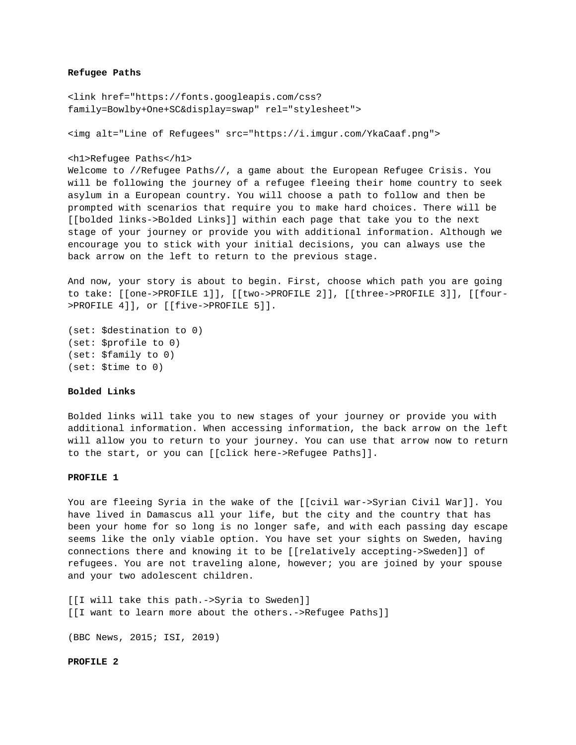**Refugee Paths**

```
<link href="https://fonts.googleapis.com/css?family=Bowlby+One+SC&display=swap" rel="stylesheet">

<img alt="Line of Refugees" src="https://i.imgur.com/YkaCaaf.png">

<h1>Refugee Paths</h1>
```

Welcome to //Refugee Paths//, a game about the European Refugee Crisis. You will be following the journey of a refugee fleeing their home country to seek asylum in a European country. You will choose a path to follow and then be prompted with scenarios that require you to make hard choices. There will be [[bolded links->Bolded Links]] within each page that take you to the next stage of your journey or provide you with additional information. Although we encourage you to stick with your initial decisions, you can always use the back arrow on the left to return to the previous stage.

And now, your story is about to begin. First, choose which path you are going to take: [[one->PROFILE 1]], [[two->PROFILE 2]], [[three->PROFILE 3]], [[four->PROFILE 4]], or [[five->PROFILE 5]].

```
(set: $destination to 0)
(set: $profile to 0)
(set: $family to 0)
(set: $time to 0)
```

**Bolded Links**

Bolded links will take you to new stages of your journey or provide you with additional information. When accessing information, the back arrow on the left will allow you to return to your journey. You can use that arrow now to return to the start, or you can [[click here->Refugee Paths]].

**PROFILE 1**

You are fleeing Syria in the wake of the [[civil war->Syrian Civil War]]. You have lived in Damascus all your life, but the city and the country that has been your home for so long is no longer safe, and with each passing day escape seems like the only viable option. You have set your sights on Sweden, having connections there and knowing it to be [[relatively accepting->Sweden]] of refugees. You are not traveling alone, however; you are joined by your spouse and your two adolescent children.

[[I will take this path.->Syria to Sweden]]
[[I want to learn more about the others.->Refugee Paths]]

(BBC News, 2015; ISI, 2019)

**PROFILE 2**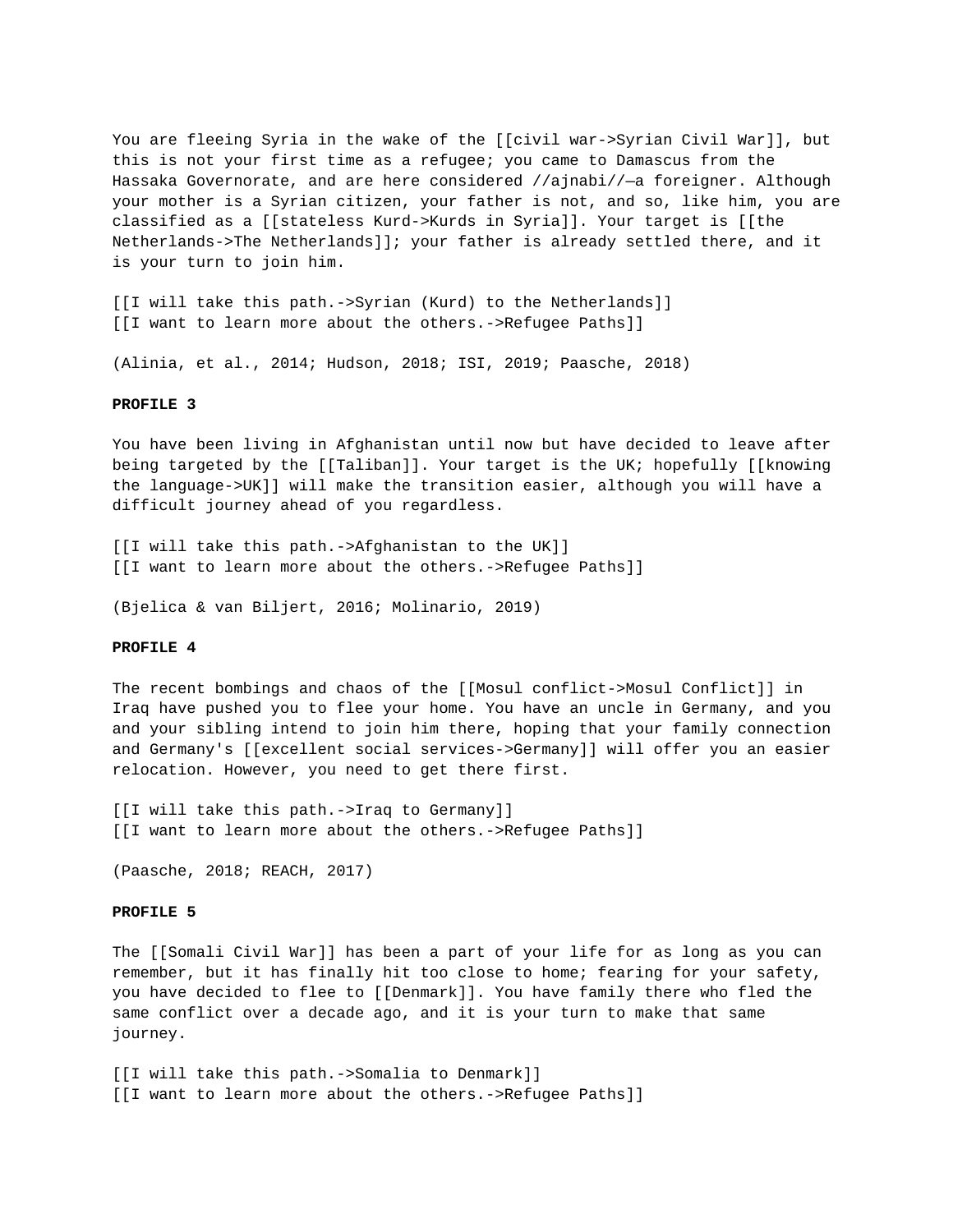You are fleeing Syria in the wake of the [[civil war->Syrian Civil War]], but this is not your first time as a refugee; you came to Damascus from the Hassaka Governorate, and are here considered //ajnabi//—a foreigner. Although your mother is a Syrian citizen, your father is not, and so, like him, you are classified as a [[stateless Kurd->Kurds in Syria]]. Your target is [[the Netherlands->The Netherlands]]; your father is already settled there, and it is your turn to join him.

[[I will take this path.->Syrian (Kurd) to the Netherlands]]
[[I want to learn more about the others.->Refugee Paths]]

(Alinia, et al., 2014; Hudson, 2018; ISI, 2019; Paasche, 2018)

**PROFILE 3**

You have been living in Afghanistan until now but have decided to leave after being targeted by the [[Taliban]]. Your target is the UK; hopefully [[knowing the language->UK]] will make the transition easier, although you will have a difficult journey ahead of you regardless.

[[I will take this path.->Afghanistan to the UK]]
[[I want to learn more about the others.->Refugee Paths]]

(Bjelica & van Biljert, 2016; Molinario, 2019)

**PROFILE 4**

The recent bombings and chaos of the [[Mosul conflict->Mosul Conflict]] in Iraq have pushed you to flee your home. You have an uncle in Germany, and you and your sibling intend to join him there, hoping that your family connection and Germany's [[excellent social services->Germany]] will offer you an easier relocation. However, you need to get there first.

[[I will take this path.->Iraq to Germany]]
[[I want to learn more about the others.->Refugee Paths]]

(Paasche, 2018; REACH, 2017)

**PROFILE 5**

The [[Somali Civil War]] has been a part of your life for as long as you can remember, but it has finally hit too close to home; fearing for your safety, you have decided to flee to [[Denmark]]. You have family there who fled the same conflict over a decade ago, and it is your turn to make that same journey.

[[I will take this path.->Somalia to Denmark]]
[[I want to learn more about the others.->Refugee Paths]]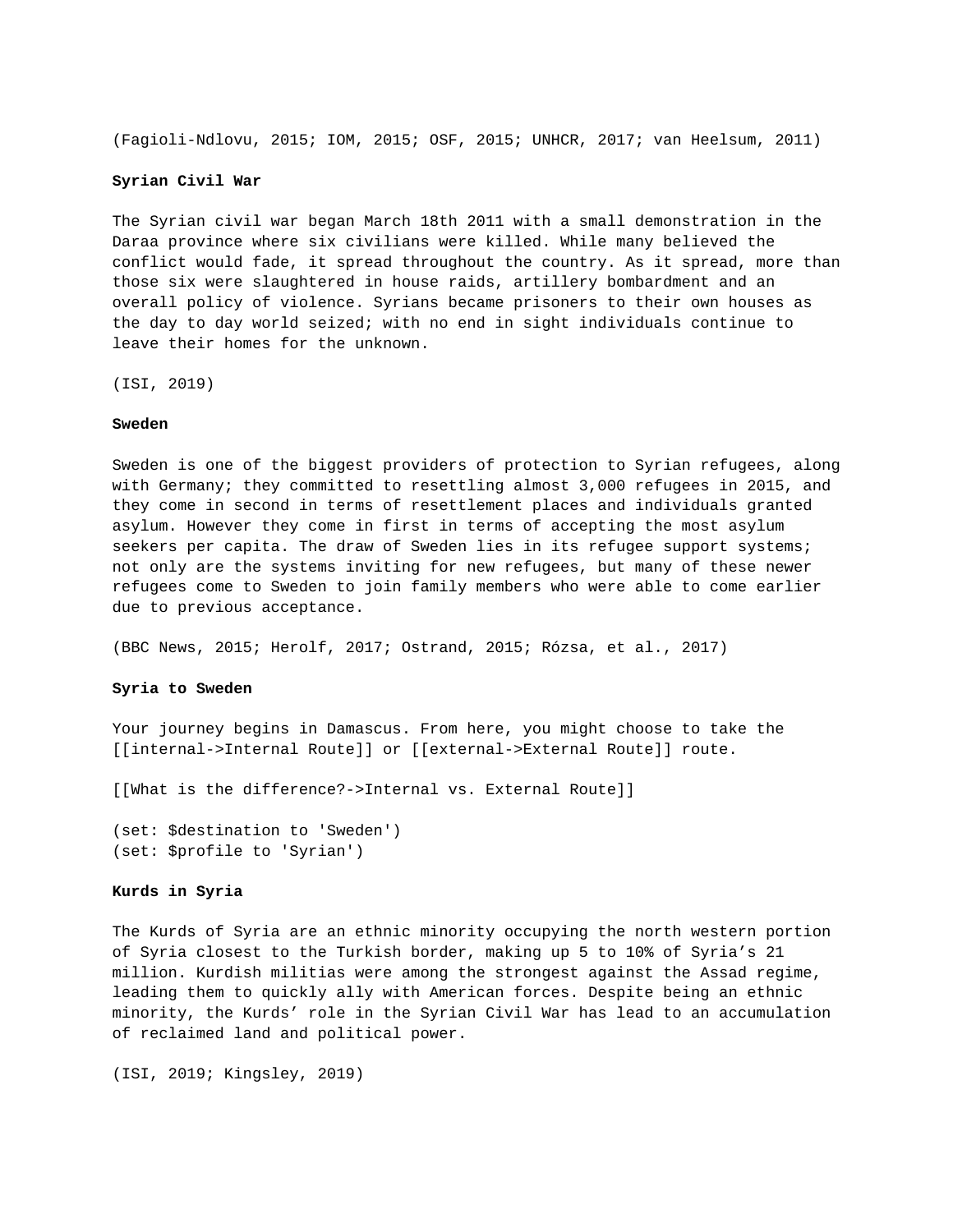(Fagioli-Ndlovu, 2015; IOM, 2015; OSF, 2015; UNHCR, 2017; van Heelsum, 2011)

**Syrian Civil War**

The Syrian civil war began March 18th 2011 with a small demonstration in the Daraa province where six civilians were killed. While many believed the conflict would fade, it spread throughout the country. As it spread, more than those six were slaughtered in house raids, artillery bombardment and an overall policy of violence. Syrians became prisoners to their own houses as the day to day world seized; with no end in sight individuals continue to leave their homes for the unknown.

(ISI, 2019)

**Sweden**

Sweden is one of the biggest providers of protection to Syrian refugees, along with Germany; they committed to resettling almost 3,000 refugees in 2015, and they come in second in terms of resettlement places and individuals granted asylum. However they come in first in terms of accepting the most asylum seekers per capita. The draw of Sweden lies in its refugee support systems; not only are the systems inviting for new refugees, but many of these newer refugees come to Sweden to join family members who were able to come earlier due to previous acceptance.

(BBC News, 2015; Herolf, 2017; Ostrand, 2015; Rózsa, et al., 2017)

**Syria to Sweden**

Your journey begins in Damascus. From here, you might choose to take the [[internal->Internal Route]] or [[external->External Route]] route.

[[What is the difference?->Internal vs. External Route]]

(set: $destination to 'Sweden')
(set: $profile to 'Syrian')

**Kurds in Syria**

The Kurds of Syria are an ethnic minority occupying the north western portion of Syria closest to the Turkish border, making up 5 to 10% of Syria's 21 million. Kurdish militias were among the strongest against the Assad regime, leading them to quickly ally with American forces. Despite being an ethnic minority, the Kurds' role in the Syrian Civil War has lead to an accumulation of reclaimed land and political power.

(ISI, 2019; Kingsley, 2019)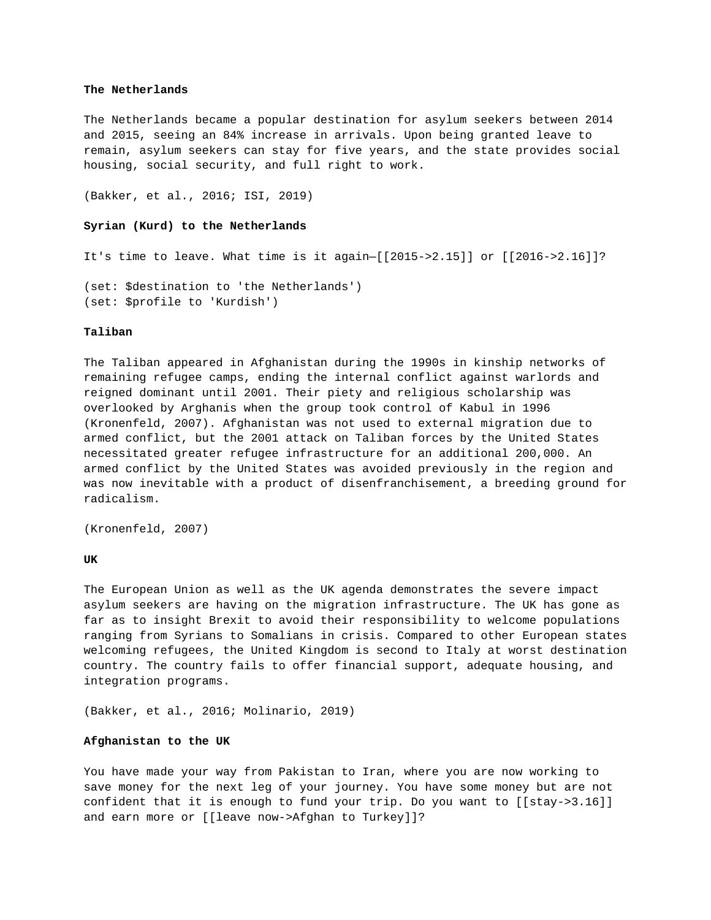**The Netherlands**

The Netherlands became a popular destination for asylum seekers between 2014 and 2015, seeing an 84% increase in arrivals. Upon being granted leave to remain, asylum seekers can stay for five years, and the state provides social housing, social security, and full right to work.

(Bakker, et al., 2016; ISI, 2019)

**Syrian (Kurd) to the Netherlands**

It's time to leave. What time is it again—[[2015->2.15]] or [[2016->2.16]]?

(set: $destination to 'the Netherlands')
(set: $profile to 'Kurdish')

**Taliban**

The Taliban appeared in Afghanistan during the 1990s in kinship networks of remaining refugee camps, ending the internal conflict against warlords and reigned dominant until 2001. Their piety and religious scholarship was overlooked by Arghanis when the group took control of Kabul in 1996 (Kronenfeld, 2007). Afghanistan was not used to external migration due to armed conflict, but the 2001 attack on Taliban forces by the United States necessitated greater refugee infrastructure for an additional 200,000. An armed conflict by the United States was avoided previously in the region and was now inevitable with a product of disenfranchisement, a breeding ground for radicalism.

(Kronenfeld, 2007)

**UK**

The European Union as well as the UK agenda demonstrates the severe impact asylum seekers are having on the migration infrastructure. The UK has gone as far as to insight Brexit to avoid their responsibility to welcome populations ranging from Syrians to Somalians in crisis. Compared to other European states welcoming refugees, the United Kingdom is second to Italy at worst destination country. The country fails to offer financial support, adequate housing, and integration programs.

(Bakker, et al., 2016; Molinario, 2019)

**Afghanistan to the UK**

You have made your way from Pakistan to Iran, where you are now working to save money for the next leg of your journey. You have some money but are not confident that it is enough to fund your trip. Do you want to [[stay->3.16]] and earn more or [[leave now->Afghan to Turkey]]?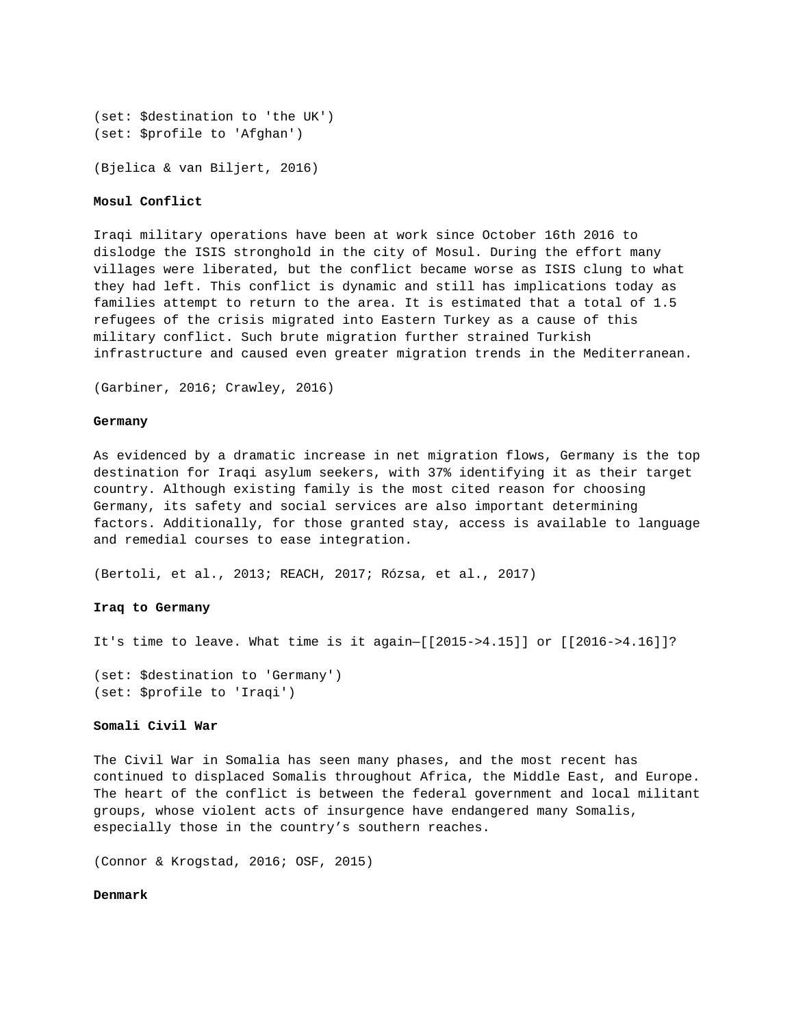(set: $destination to 'the UK')
(set: $profile to 'Afghan')

(Bjelica & van Biljert, 2016)

**Mosul Conflict**

Iraqi military operations have been at work since October 16th 2016 to dislodge the ISIS stronghold in the city of Mosul. During the effort many villages were liberated, but the conflict became worse as ISIS clung to what they had left. This conflict is dynamic and still has implications today as families attempt to return to the area. It is estimated that a total of 1.5 refugees of the crisis migrated into Eastern Turkey as a cause of this military conflict. Such brute migration further strained Turkish infrastructure and caused even greater migration trends in the Mediterranean.

(Garbiner, 2016; Crawley, 2016)

**Germany**

As evidenced by a dramatic increase in net migration flows, Germany is the top destination for Iraqi asylum seekers, with 37% identifying it as their target country. Although existing family is the most cited reason for choosing Germany, its safety and social services are also important determining factors. Additionally, for those granted stay, access is available to language and remedial courses to ease integration.

(Bertoli, et al., 2013; REACH, 2017; Rózsa, et al., 2017)

**Iraq to Germany**

It's time to leave. What time is it again—[[2015->4.15]] or [[2016->4.16]]?

(set: $destination to 'Germany')
(set: $profile to 'Iraqi')

**Somali Civil War**

The Civil War in Somalia has seen many phases, and the most recent has continued to displaced Somalis throughout Africa, the Middle East, and Europe. The heart of the conflict is between the federal government and local militant groups, whose violent acts of insurgence have endangered many Somalis, especially those in the country's southern reaches.

(Connor & Krogstad, 2016; OSF, 2015)

**Denmark**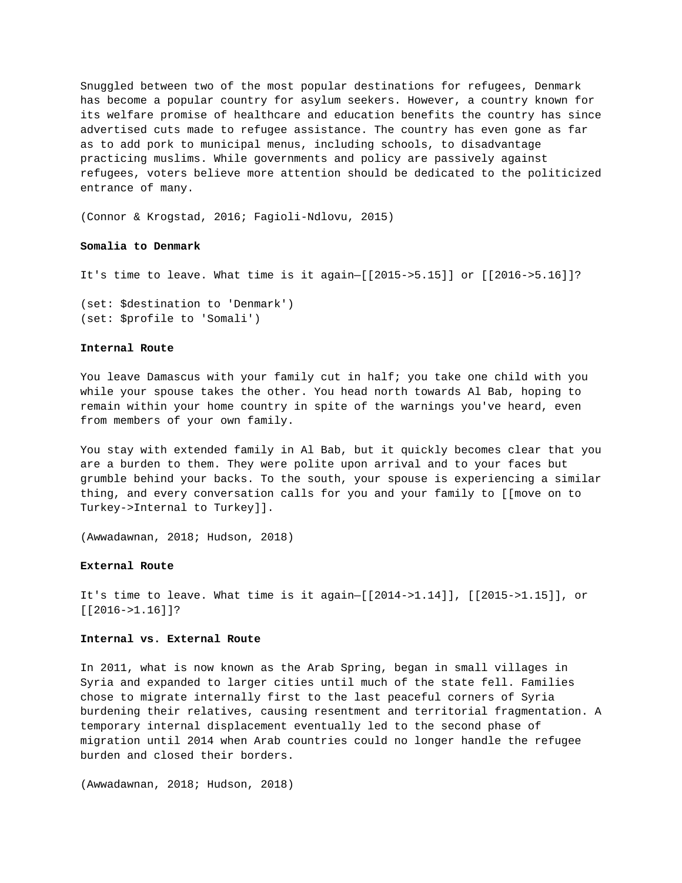Snuggled between two of the most popular destinations for refugees, Denmark has become a popular country for asylum seekers. However, a country known for its welfare promise of healthcare and education benefits the country has since advertised cuts made to refugee assistance. The country has even gone as far as to add pork to municipal menus, including schools, to disadvantage practicing muslims. While governments and policy are passively against refugees, voters believe more attention should be dedicated to the politicized entrance of many.

(Connor & Krogstad, 2016; Fagioli-Ndlovu, 2015)

**Somalia to Denmark**

It's time to leave. What time is it again—[[2015->5.15]] or [[2016->5.16]]?

(set: $destination to 'Denmark')
(set: $profile to 'Somali')

**Internal Route**

You leave Damascus with your family cut in half; you take one child with you while your spouse takes the other. You head north towards Al Bab, hoping to remain within your home country in spite of the warnings you've heard, even from members of your own family.

You stay with extended family in Al Bab, but it quickly becomes clear that you are a burden to them. They were polite upon arrival and to your faces but grumble behind your backs. To the south, your spouse is experiencing a similar thing, and every conversation calls for you and your family to [[move on to Turkey->Internal to Turkey]].

(Awwadawnan, 2018; Hudson, 2018)

**External Route**

It's time to leave. What time is it again—[[2014->1.14]], [[2015->1.15]], or [[2016->1.16]]?

**Internal vs. External Route**

In 2011, what is now known as the Arab Spring, began in small villages in Syria and expanded to larger cities until much of the state fell. Families chose to migrate internally first to the last peaceful corners of Syria burdening their relatives, causing resentment and territorial fragmentation. A temporary internal displacement eventually led to the second phase of migration until 2014 when Arab countries could no longer handle the refugee burden and closed their borders.

(Awwadawnan, 2018; Hudson, 2018)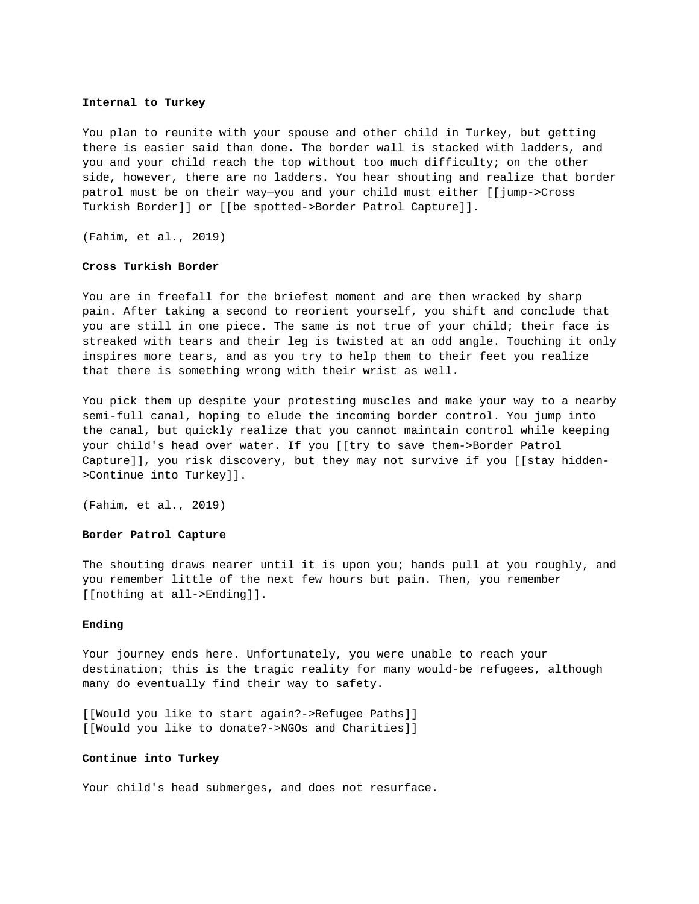**Internal to Turkey**

You plan to reunite with your spouse and other child in Turkey, but getting there is easier said than done. The border wall is stacked with ladders, and you and your child reach the top without too much difficulty; on the other side, however, there are no ladders. You hear shouting and realize that border patrol must be on their way—you and your child must either [[jump->Cross Turkish Border]] or [[be spotted->Border Patrol Capture]].

(Fahim, et al., 2019)

**Cross Turkish Border**

You are in freefall for the briefest moment and are then wracked by sharp pain. After taking a second to reorient yourself, you shift and conclude that you are still in one piece. The same is not true of your child; their face is streaked with tears and their leg is twisted at an odd angle. Touching it only inspires more tears, and as you try to help them to their feet you realize that there is something wrong with their wrist as well.

You pick them up despite your protesting muscles and make your way to a nearby semi-full canal, hoping to elude the incoming border control. You jump into the canal, but quickly realize that you cannot maintain control while keeping your child's head over water. If you [[try to save them->Border Patrol Capture]], you risk discovery, but they may not survive if you [[stay hidden->Continue into Turkey]].

(Fahim, et al., 2019)

**Border Patrol Capture**

The shouting draws nearer until it is upon you; hands pull at you roughly, and you remember little of the next few hours but pain. Then, you remember [[nothing at all->Ending]].

**Ending**

Your journey ends here. Unfortunately, you were unable to reach your destination; this is the tragic reality for many would-be refugees, although many do eventually find their way to safety.

[[Would you like to start again?->Refugee Paths]]
[[Would you like to donate?->NGOs and Charities]]

**Continue into Turkey**

Your child's head submerges, and does not resurface.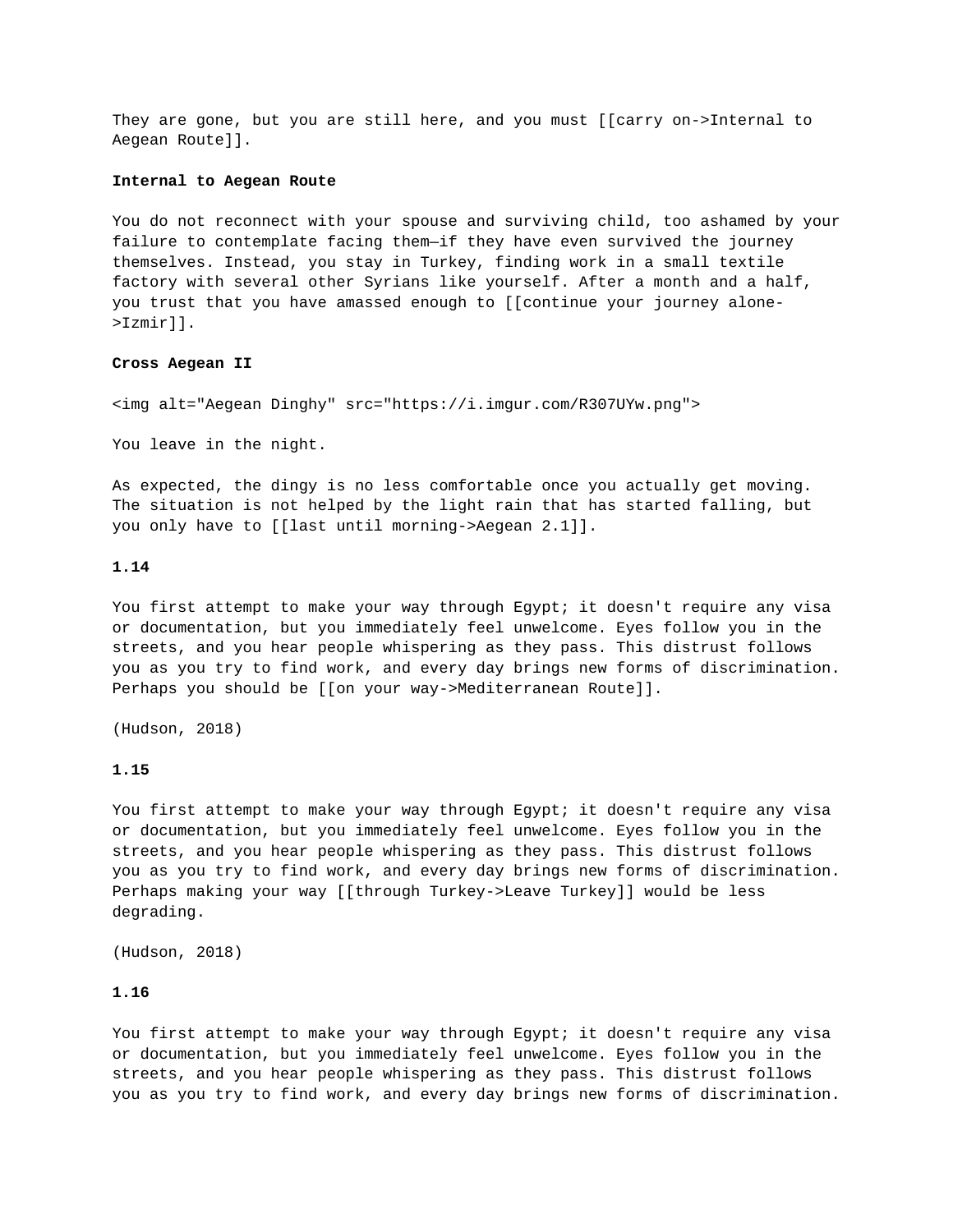They are gone, but you are still here, and you must [[carry on->Internal to Aegean Route]].

**Internal to Aegean Route**

You do not reconnect with your spouse and surviving child, too ashamed by your failure to contemplate facing them—if they have even survived the journey themselves. Instead, you stay in Turkey, finding work in a small textile factory with several other Syrians like yourself. After a month and a half, you trust that you have amassed enough to [[continue your journey alone->Izmir]].

**Cross Aegean II**

<img alt="Aegean Dinghy" src="https://i.imgur.com/R307UYw.png">

You leave in the night.

As expected, the dingy is no less comfortable once you actually get moving. The situation is not helped by the light rain that has started falling, but you only have to [[last until morning->Aegean 2.1]].

**1.14**

You first attempt to make your way through Egypt; it doesn't require any visa or documentation, but you immediately feel unwelcome. Eyes follow you in the streets, and you hear people whispering as they pass. This distrust follows you as you try to find work, and every day brings new forms of discrimination. Perhaps you should be [[on your way->Mediterranean Route]].

(Hudson, 2018)

**1.15**

You first attempt to make your way through Egypt; it doesn't require any visa or documentation, but you immediately feel unwelcome. Eyes follow you in the streets, and you hear people whispering as they pass. This distrust follows you as you try to find work, and every day brings new forms of discrimination. Perhaps making your way [[through Turkey->Leave Turkey]] would be less degrading.

(Hudson, 2018)

**1.16**

You first attempt to make your way through Egypt; it doesn't require any visa or documentation, but you immediately feel unwelcome. Eyes follow you in the streets, and you hear people whispering as they pass. This distrust follows you as you try to find work, and every day brings new forms of discrimination.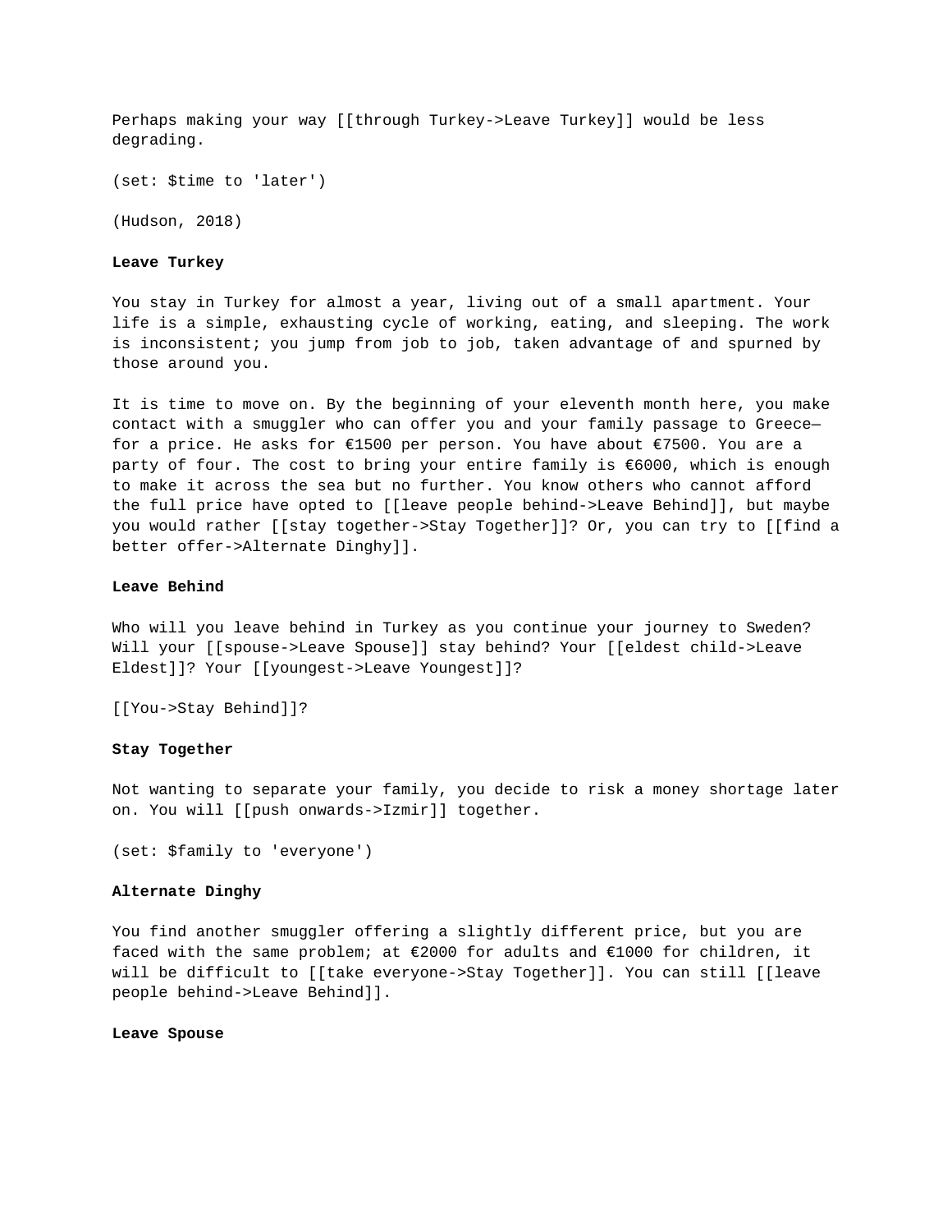Perhaps making your way [[through Turkey->Leave Turkey]] would be less degrading.

(set: $time to 'later')

(Hudson, 2018)

**Leave Turkey**

You stay in Turkey for almost a year, living out of a small apartment. Your life is a simple, exhausting cycle of working, eating, and sleeping. The work is inconsistent; you jump from job to job, taken advantage of and spurned by those around you.

It is time to move on. By the beginning of your eleventh month here, you make contact with a smuggler who can offer you and your family passage to Greece—for a price. He asks for €1500 per person. You have about €7500. You are a party of four. The cost to bring your entire family is €6000, which is enough to make it across the sea but no further. You know others who cannot afford the full price have opted to [[leave people behind->Leave Behind]], but maybe you would rather [[stay together->Stay Together]]? Or, you can try to [[find a better offer->Alternate Dinghy]].

**Leave Behind**

Who will you leave behind in Turkey as you continue your journey to Sweden? Will your [[spouse->Leave Spouse]] stay behind? Your [[eldest child->Leave Eldest]]? Your [[youngest->Leave Youngest]]?

[[You->Stay Behind]]?

**Stay Together**

Not wanting to separate your family, you decide to risk a money shortage later on. You will [[push onwards->Izmir]] together.

(set: $family to 'everyone')

**Alternate Dinghy**

You find another smuggler offering a slightly different price, but you are faced with the same problem; at €2000 for adults and €1000 for children, it will be difficult to [[take everyone->Stay Together]]. You can still [[leave people behind->Leave Behind]].

**Leave Spouse**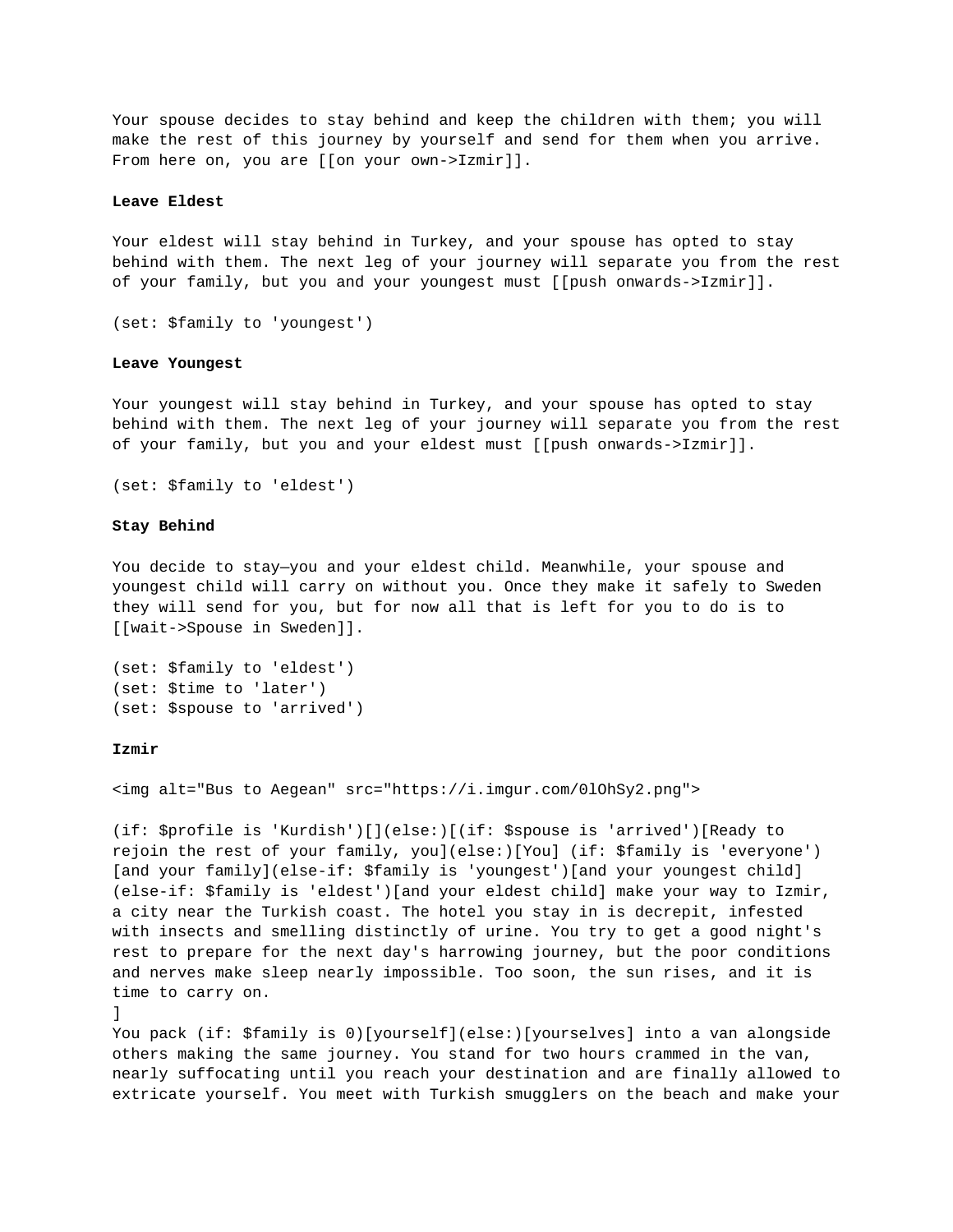Your spouse decides to stay behind and keep the children with them; you will make the rest of this journey by yourself and send for them when you arrive. From here on, you are [[on your own->Izmir]].

**Leave Eldest**

Your eldest will stay behind in Turkey, and your spouse has opted to stay behind with them. The next leg of your journey will separate you from the rest of your family, but you and your youngest must [[push onwards->Izmir]].

(set: $family to 'youngest')

**Leave Youngest**

Your youngest will stay behind in Turkey, and your spouse has opted to stay behind with them. The next leg of your journey will separate you from the rest of your family, but you and your eldest must [[push onwards->Izmir]].

(set: $family to 'eldest')

**Stay Behind**

You decide to stay—you and your eldest child. Meanwhile, your spouse and youngest child will carry on without you. Once they make it safely to Sweden they will send for you, but for now all that is left for you to do is to [[wait->Spouse in Sweden]].

(set: $family to 'eldest')
(set: $time to 'later')
(set: $spouse to 'arrived')

**Izmir**

<img alt="Bus to Aegean" src="https://i.imgur.com/0lOhSy2.png">

(if: $profile is 'Kurdish')[](else:)[(if: $spouse is 'arrived')[Ready to rejoin the rest of your family, you](else:)[You] (if: $family is 'everyone')[and your family](else-if: $family is 'youngest')[and your youngest child](else-if: $family is 'eldest')[and your eldest child] make your way to Izmir, a city near the Turkish coast. The hotel you stay in is decrepit, infested with insects and smelling distinctly of urine. You try to get a good night's rest to prepare for the next day's harrowing journey, but the poor conditions and nerves make sleep nearly impossible. Too soon, the sun rises, and it is time to carry on.
]
You pack (if: $family is 0)[yourself](else:)[yourselves] into a van alongside others making the same journey. You stand for two hours crammed in the van, nearly suffocating until you reach your destination and are finally allowed to extricate yourself. You meet with Turkish smugglers on the beach and make your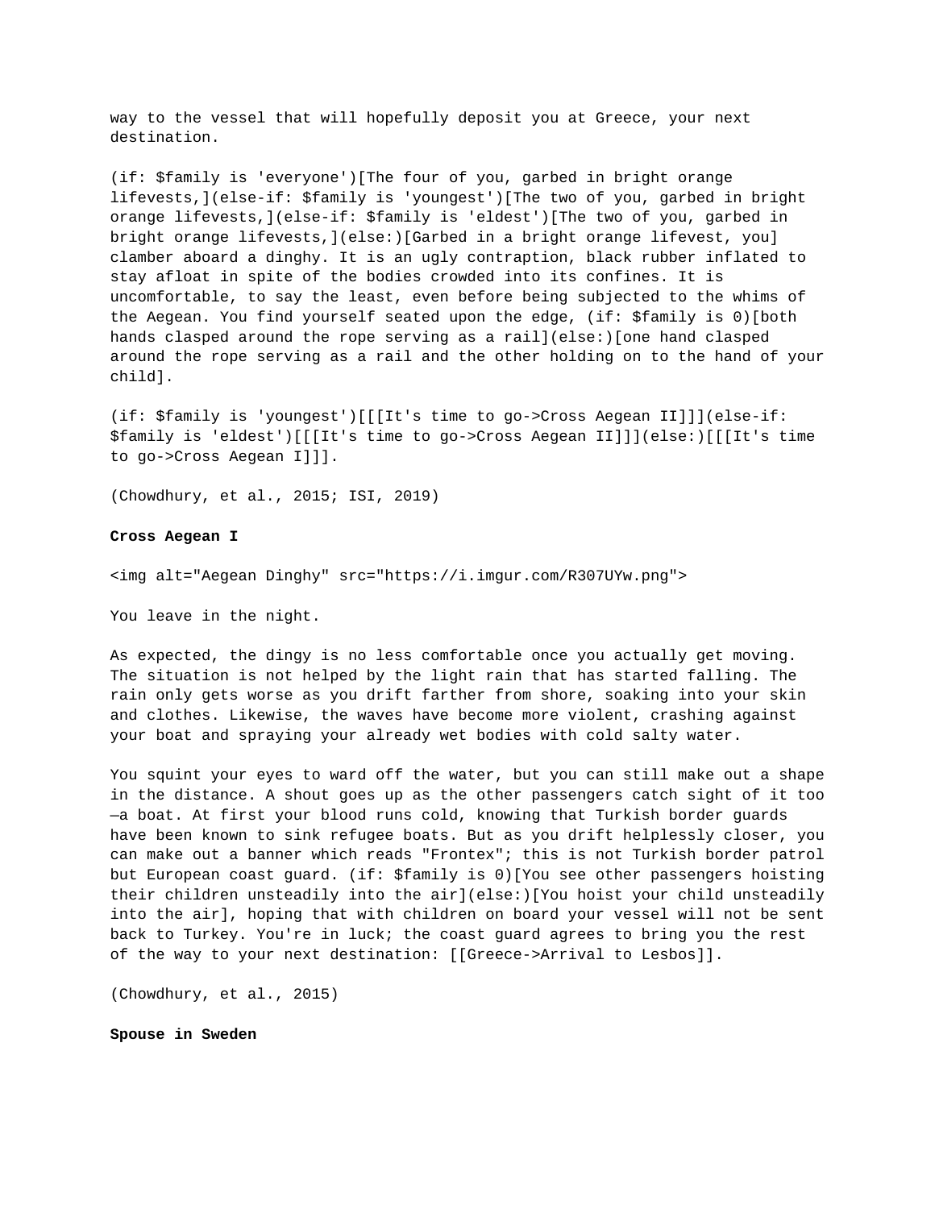way to the vessel that will hopefully deposit you at Greece, your next destination.

(if: $family is 'everyone')[The four of you, garbed in bright orange lifevests,](else-if: $family is 'youngest')[The two of you, garbed in bright orange lifevests,](else-if: $family is 'eldest')[The two of you, garbed in bright orange lifevests,](else:)[Garbed in a bright orange lifevest, you] clamber aboard a dinghy. It is an ugly contraption, black rubber inflated to stay afloat in spite of the bodies crowded into its confines. It is uncomfortable, to say the least, even before being subjected to the whims of the Aegean. You find yourself seated upon the edge, (if: $family is 0)[both hands clasped around the rope serving as a rail](else:)[one hand clasped around the rope serving as a rail and the other holding on to the hand of your child].

(if: $family is 'youngest')[[[It's time to go->Cross Aegean II]]](else-if: $family is 'eldest')[[[It's time to go->Cross Aegean II]]](else:)[[[It's time to go->Cross Aegean I]]].

(Chowdhury, et al., 2015; ISI, 2019)

**Cross Aegean I**

<img alt="Aegean Dinghy" src="https://i.imgur.com/R307UYw.png">

You leave in the night.

As expected, the dingy is no less comfortable once you actually get moving. The situation is not helped by the light rain that has started falling. The rain only gets worse as you drift farther from shore, soaking into your skin and clothes. Likewise, the waves have become more violent, crashing against your boat and spraying your already wet bodies with cold salty water.

You squint your eyes to ward off the water, but you can still make out a shape in the distance. A shout goes up as the other passengers catch sight of it too—a boat. At first your blood runs cold, knowing that Turkish border guards have been known to sink refugee boats. But as you drift helplessly closer, you can make out a banner which reads "Frontex"; this is not Turkish border patrol but European coast guard. (if: $family is 0)[You see other passengers hoisting their children unsteadily into the air](else:)[You hoist your child unsteadily into the air], hoping that with children on board your vessel will not be sent back to Turkey. You're in luck; the coast guard agrees to bring you the rest of the way to your next destination: [[Greece->Arrival to Lesbos]].

(Chowdhury, et al., 2015)

**Spouse in Sweden**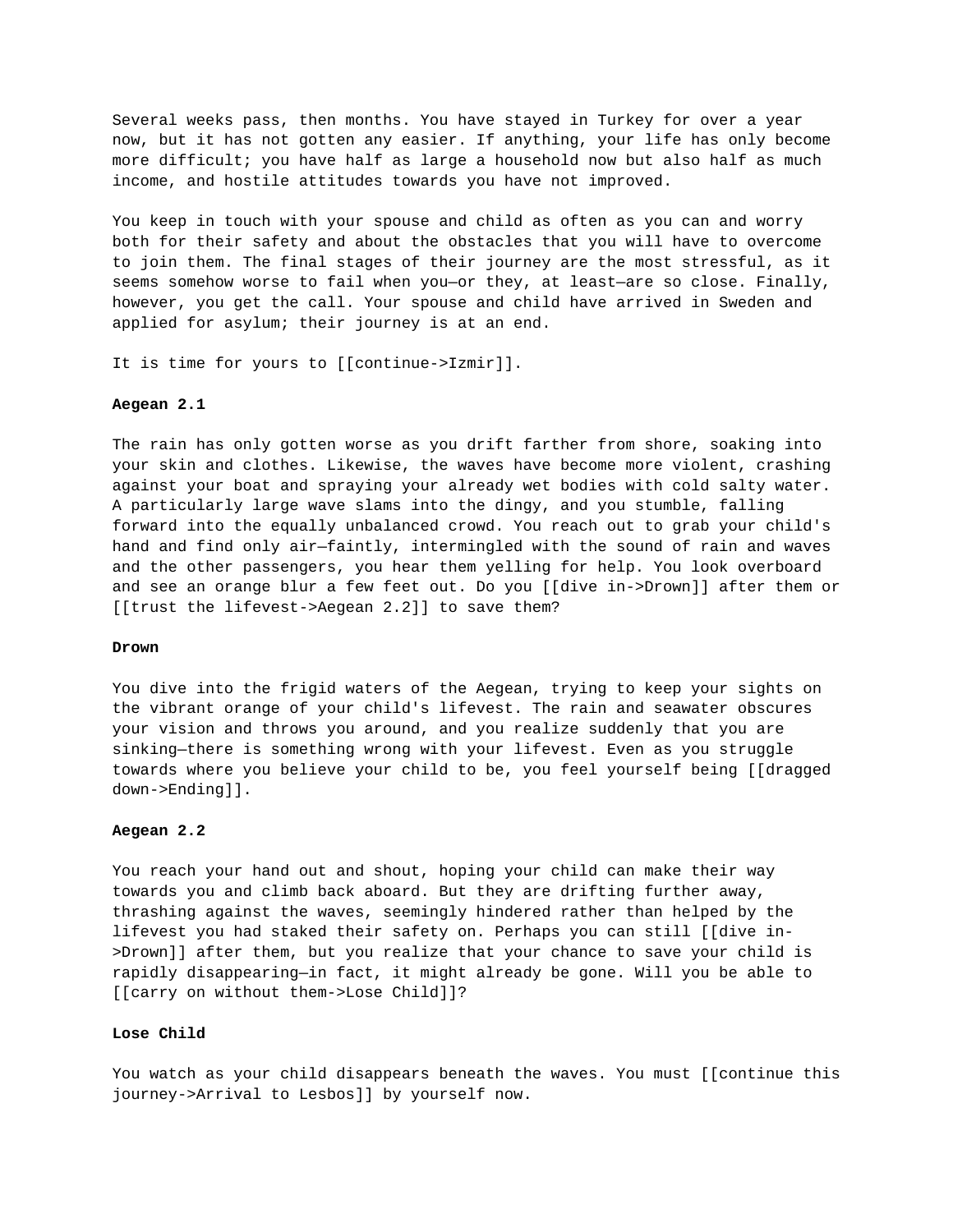Several weeks pass, then months. You have stayed in Turkey for over a year now, but it has not gotten any easier. If anything, your life has only become more difficult; you have half as large a household now but also half as much income, and hostile attitudes towards you have not improved.

You keep in touch with your spouse and child as often as you can and worry both for their safety and about the obstacles that you will have to overcome to join them. The final stages of their journey are the most stressful, as it seems somehow worse to fail when you—or they, at least—are so close. Finally, however, you get the call. Your spouse and child have arrived in Sweden and applied for asylum; their journey is at an end.

It is time for yours to [[continue->Izmir]].

**Aegean 2.1**

The rain has only gotten worse as you drift farther from shore, soaking into your skin and clothes. Likewise, the waves have become more violent, crashing against your boat and spraying your already wet bodies with cold salty water. A particularly large wave slams into the dingy, and you stumble, falling forward into the equally unbalanced crowd. You reach out to grab your child's hand and find only air—faintly, intermingled with the sound of rain and waves and the other passengers, you hear them yelling for help. You look overboard and see an orange blur a few feet out. Do you [[dive in->Drown]] after them or [[trust the lifevest->Aegean 2.2]] to save them?

**Drown**

You dive into the frigid waters of the Aegean, trying to keep your sights on the vibrant orange of your child's lifevest. The rain and seawater obscures your vision and throws you around, and you realize suddenly that you are sinking—there is something wrong with your lifevest. Even as you struggle towards where you believe your child to be, you feel yourself being [[dragged down->Ending]].

**Aegean 2.2**

You reach your hand out and shout, hoping your child can make their way towards you and climb back aboard. But they are drifting further away, thrashing against the waves, seemingly hindered rather than helped by the lifevest you had staked their safety on. Perhaps you can still [[dive in->Drown]] after them, but you realize that your chance to save your child is rapidly disappearing—in fact, it might already be gone. Will you be able to [[carry on without them->Lose Child]]?

**Lose Child**

You watch as your child disappears beneath the waves. You must [[continue this journey->Arrival to Lesbos]] by yourself now.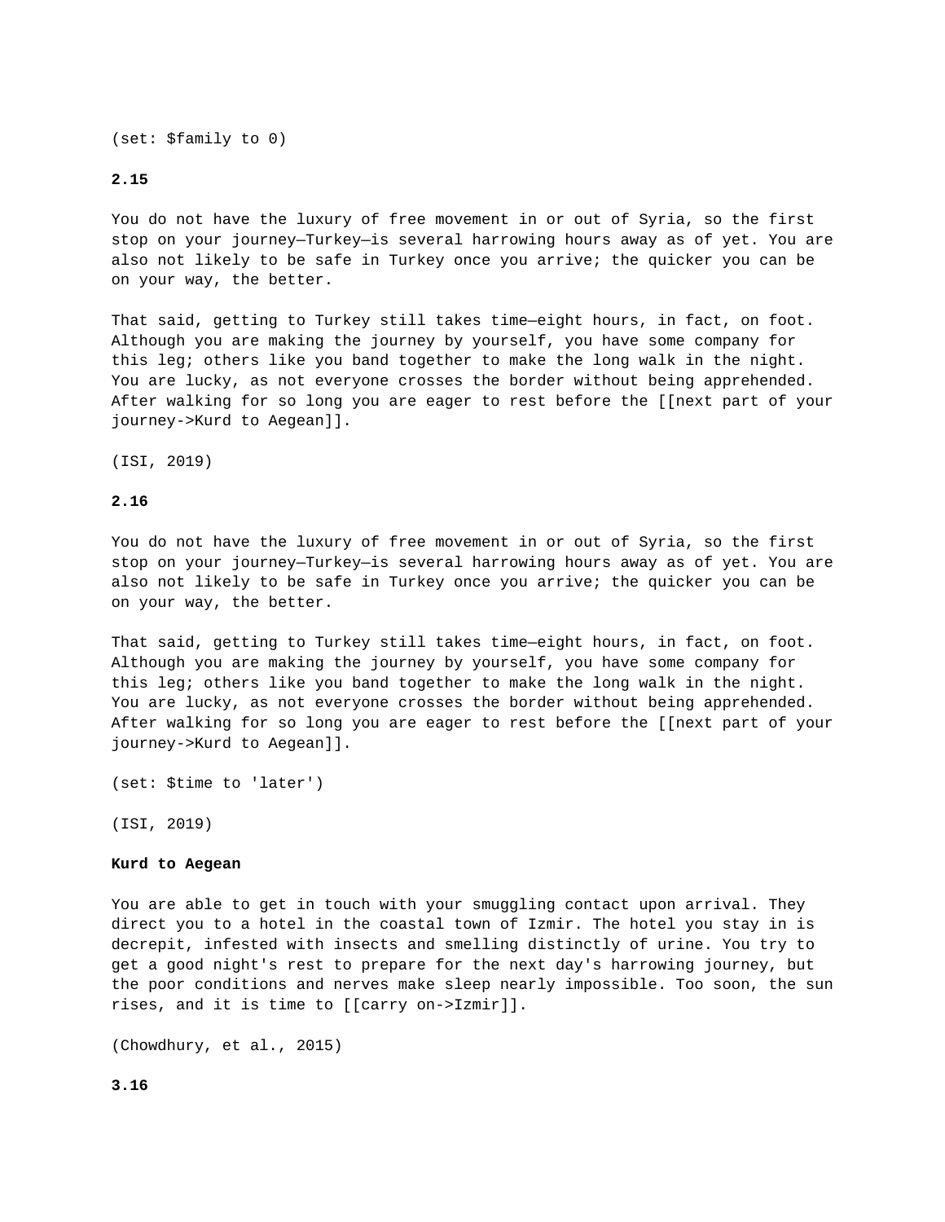(set: $family to 0)

**2.15**

You do not have the luxury of free movement in or out of Syria, so the first stop on your journey—Turkey—is several harrowing hours away as of yet. You are also not likely to be safe in Turkey once you arrive; the quicker you can be on your way, the better.

That said, getting to Turkey still takes time—eight hours, in fact, on foot. Although you are making the journey by yourself, you have some company for this leg; others like you band together to make the long walk in the night. You are lucky, as not everyone crosses the border without being apprehended. After walking for so long you are eager to rest before the [[next part of your journey->Kurd to Aegean]].

(ISI, 2019)

**2.16**

You do not have the luxury of free movement in or out of Syria, so the first stop on your journey—Turkey—is several harrowing hours away as of yet. You are also not likely to be safe in Turkey once you arrive; the quicker you can be on your way, the better.

That said, getting to Turkey still takes time—eight hours, in fact, on foot. Although you are making the journey by yourself, you have some company for this leg; others like you band together to make the long walk in the night. You are lucky, as not everyone crosses the border without being apprehended. After walking for so long you are eager to rest before the [[next part of your journey->Kurd to Aegean]].

(set: $time to 'later')

(ISI, 2019)

**Kurd to Aegean**

You are able to get in touch with your smuggling contact upon arrival. They direct you to a hotel in the coastal town of Izmir. The hotel you stay in is decrepit, infested with insects and smelling distinctly of urine. You try to get a good night's rest to prepare for the next day's harrowing journey, but the poor conditions and nerves make sleep nearly impossible. Too soon, the sun rises, and it is time to [[carry on->Izmir]].

(Chowdhury, et al., 2015)

**3.16**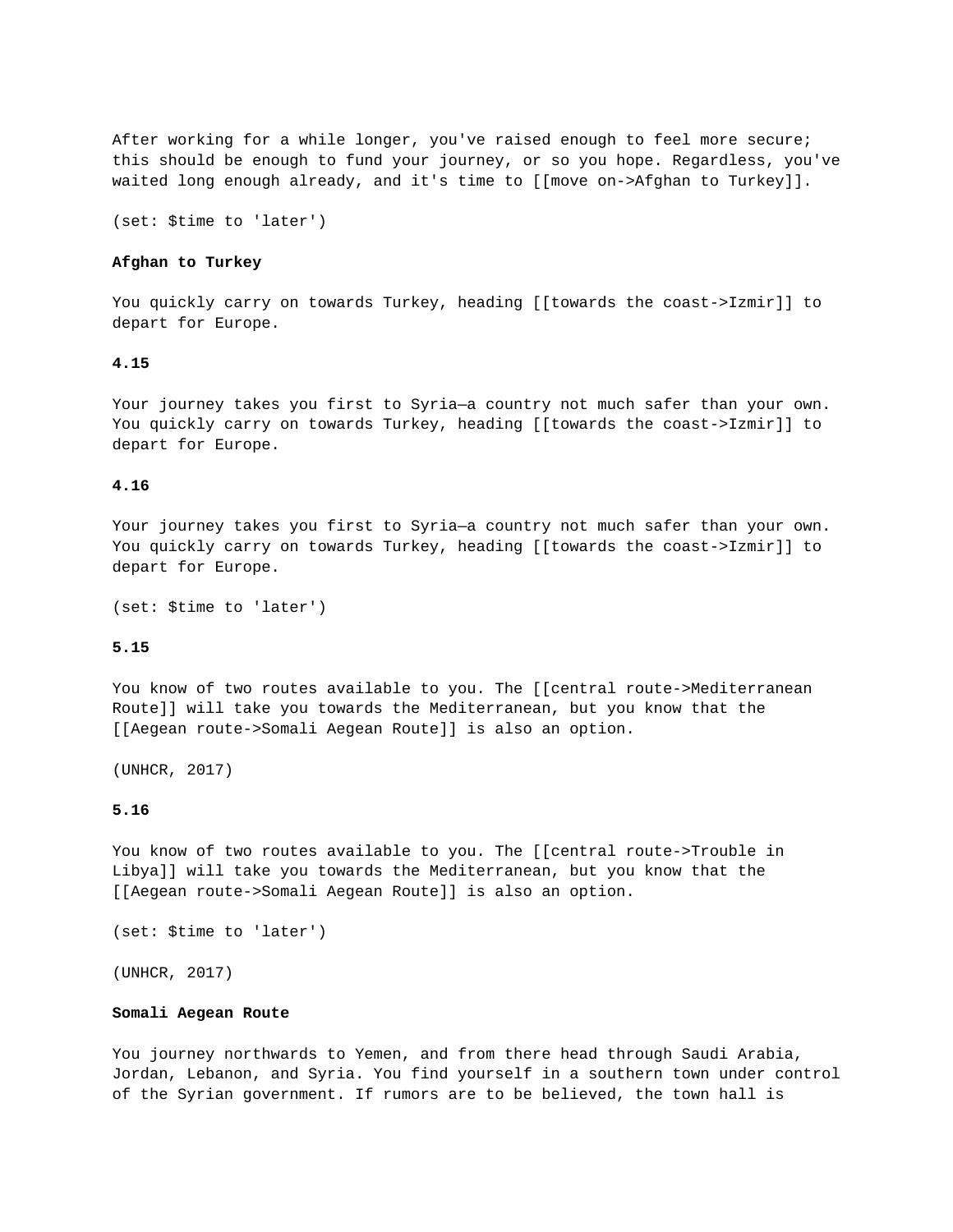After working for a while longer, you've raised enough to feel more secure; this should be enough to fund your journey, or so you hope. Regardless, you've waited long enough already, and it's time to [[move on->Afghan to Turkey]].

(set: $time to 'later')

**Afghan to Turkey**

You quickly carry on towards Turkey, heading [[towards the coast->Izmir]] to depart for Europe.

**4.15**

Your journey takes you first to Syria—a country not much safer than your own. You quickly carry on towards Turkey, heading [[towards the coast->Izmir]] to depart for Europe.

**4.16**

Your journey takes you first to Syria—a country not much safer than your own. You quickly carry on towards Turkey, heading [[towards the coast->Izmir]] to depart for Europe.

(set: $time to 'later')

**5.15**

You know of two routes available to you. The [[central route->Mediterranean Route]] will take you towards the Mediterranean, but you know that the [[Aegean route->Somali Aegean Route]] is also an option.

(UNHCR, 2017)

**5.16**

You know of two routes available to you. The [[central route->Trouble in Libya]] will take you towards the Mediterranean, but you know that the [[Aegean route->Somali Aegean Route]] is also an option.

(set: $time to 'later')

(UNHCR, 2017)

**Somali Aegean Route**

You journey northwards to Yemen, and from there head through Saudi Arabia, Jordan, Lebanon, and Syria. You find yourself in a southern town under control of the Syrian government. If rumors are to be believed, the town hall is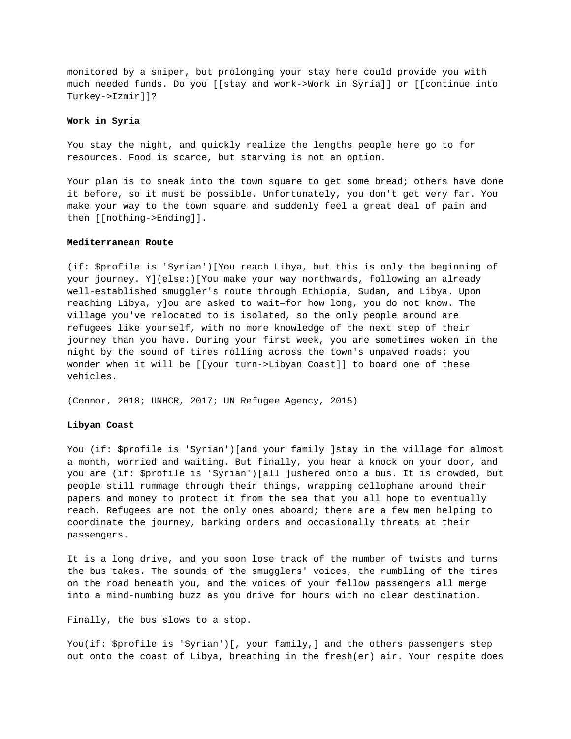monitored by a sniper, but prolonging your stay here could provide you with much needed funds. Do you [[stay and work->Work in Syria]] or [[continue into Turkey->Izmir]]?

**Work in Syria**

You stay the night, and quickly realize the lengths people here go to for resources. Food is scarce, but starving is not an option.

Your plan is to sneak into the town square to get some bread; others have done it before, so it must be possible. Unfortunately, you don't get very far. You make your way to the town square and suddenly feel a great deal of pain and then [[nothing->Ending]].

**Mediterranean Route**

(if: $profile is 'Syrian')[You reach Libya, but this is only the beginning of your journey. Y](else:)[You make your way northwards, following an already well-established smuggler's route through Ethiopia, Sudan, and Libya. Upon reaching Libya, y]ou are asked to wait—for how long, you do not know. The village you've relocated to is isolated, so the only people around are refugees like yourself, with no more knowledge of the next step of their journey than you have. During your first week, you are sometimes woken in the night by the sound of tires rolling across the town's unpaved roads; you wonder when it will be [[your turn->Libyan Coast]] to board one of these vehicles.

(Connor, 2018; UNHCR, 2017; UN Refugee Agency, 2015)

**Libyan Coast**

You (if: $profile is 'Syrian')[and your family ]stay in the village for almost a month, worried and waiting. But finally, you hear a knock on your door, and you are (if: $profile is 'Syrian')[all ]ushered onto a bus. It is crowded, but people still rummage through their things, wrapping cellophane around their papers and money to protect it from the sea that you all hope to eventually reach. Refugees are not the only ones aboard; there are a few men helping to coordinate the journey, barking orders and occasionally threats at their passengers.

It is a long drive, and you soon lose track of the number of twists and turns the bus takes. The sounds of the smugglers' voices, the rumbling of the tires on the road beneath you, and the voices of your fellow passengers all merge into a mind-numbing buzz as you drive for hours with no clear destination.

Finally, the bus slows to a stop.

You(if: $profile is 'Syrian')[, your family,] and the others passengers step out onto the coast of Libya, breathing in the fresh(er) air. Your respite does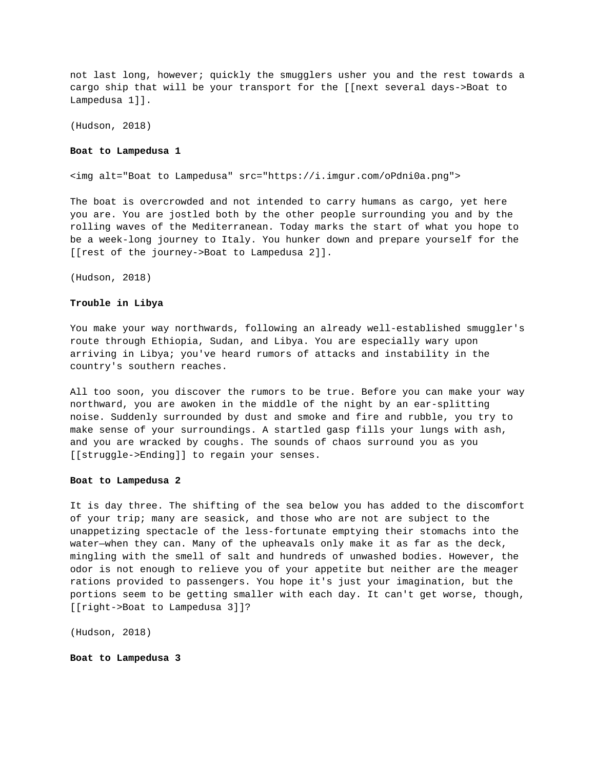not last long, however; quickly the smugglers usher you and the rest towards a cargo ship that will be your transport for the [[next several days->Boat to Lampedusa 1]].

(Hudson, 2018)

**Boat to Lampedusa 1**

<img alt="Boat to Lampedusa" src="https://i.imgur.com/oPdni0a.png">

The boat is overcrowded and not intended to carry humans as cargo, yet here you are. You are jostled both by the other people surrounding you and by the rolling waves of the Mediterranean. Today marks the start of what you hope to be a week-long journey to Italy. You hunker down and prepare yourself for the [[rest of the journey->Boat to Lampedusa 2]].

(Hudson, 2018)

**Trouble in Libya**

You make your way northwards, following an already well-established smuggler's route through Ethiopia, Sudan, and Libya. You are especially wary upon arriving in Libya; you've heard rumors of attacks and instability in the country's southern reaches.

All too soon, you discover the rumors to be true. Before you can make your way northward, you are awoken in the middle of the night by an ear-splitting noise. Suddenly surrounded by dust and smoke and fire and rubble, you try to make sense of your surroundings. A startled gasp fills your lungs with ash, and you are wracked by coughs. The sounds of chaos surround you as you [[struggle->Ending]] to regain your senses.

**Boat to Lampedusa 2**

It is day three. The shifting of the sea below you has added to the discomfort of your trip; many are seasick, and those who are not are subject to the unappetizing spectacle of the less-fortunate emptying their stomachs into the water—when they can. Many of the upheavals only make it as far as the deck, mingling with the smell of salt and hundreds of unwashed bodies. However, the odor is not enough to relieve you of your appetite but neither are the meager rations provided to passengers. You hope it's just your imagination, but the portions seem to be getting smaller with each day. It can't get worse, though, [[right->Boat to Lampedusa 3]]?

(Hudson, 2018)

**Boat to Lampedusa 3**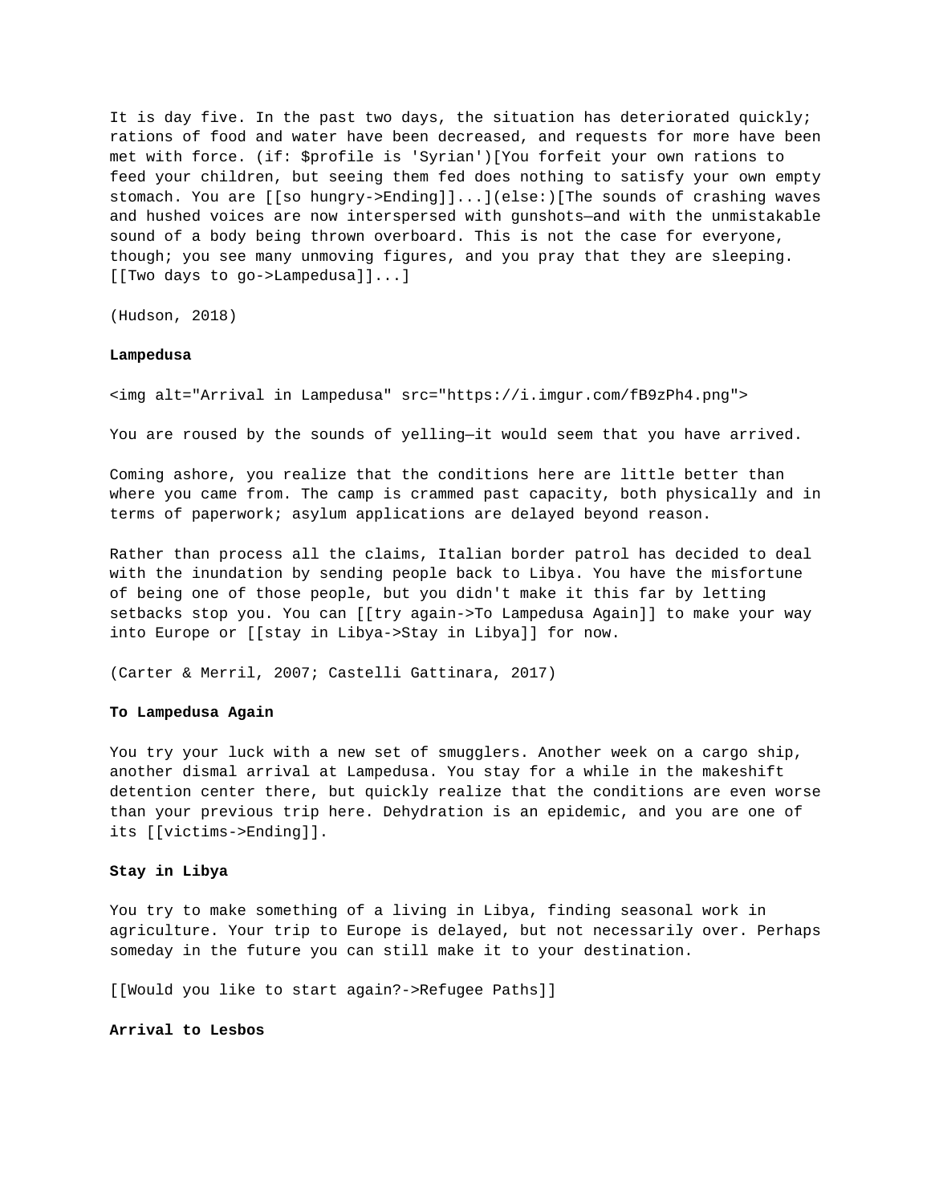It is day five. In the past two days, the situation has deteriorated quickly; rations of food and water have been decreased, and requests for more have been met with force. (if: $profile is 'Syrian')[You forfeit your own rations to feed your children, but seeing them fed does nothing to satisfy your own empty stomach. You are [[so hungry->Ending]]...](else:)[The sounds of crashing waves and hushed voices are now interspersed with gunshots—and with the unmistakable sound of a body being thrown overboard. This is not the case for everyone, though; you see many unmoving figures, and you pray that they are sleeping. [[Two days to go->Lampedusa]]...]

(Hudson, 2018)

**Lampedusa**

<img alt="Arrival in Lampedusa" src="https://i.imgur.com/fB9zPh4.png">

You are roused by the sounds of yelling—it would seem that you have arrived.

Coming ashore, you realize that the conditions here are little better than where you came from. The camp is crammed past capacity, both physically and in terms of paperwork; asylum applications are delayed beyond reason.

Rather than process all the claims, Italian border patrol has decided to deal with the inundation by sending people back to Libya. You have the misfortune of being one of those people, but you didn't make it this far by letting setbacks stop you. You can [[try again->To Lampedusa Again]] to make your way into Europe or [[stay in Libya->Stay in Libya]] for now.

(Carter & Merril, 2007; Castelli Gattinara, 2017)

**To Lampedusa Again**

You try your luck with a new set of smugglers. Another week on a cargo ship, another dismal arrival at Lampedusa. You stay for a while in the makeshift detention center there, but quickly realize that the conditions are even worse than your previous trip here. Dehydration is an epidemic, and you are one of its [[victims->Ending]].

**Stay in Libya**

You try to make something of a living in Libya, finding seasonal work in agriculture. Your trip to Europe is delayed, but not necessarily over. Perhaps someday in the future you can still make it to your destination.

[[Would you like to start again?->Refugee Paths]]

**Arrival to Lesbos**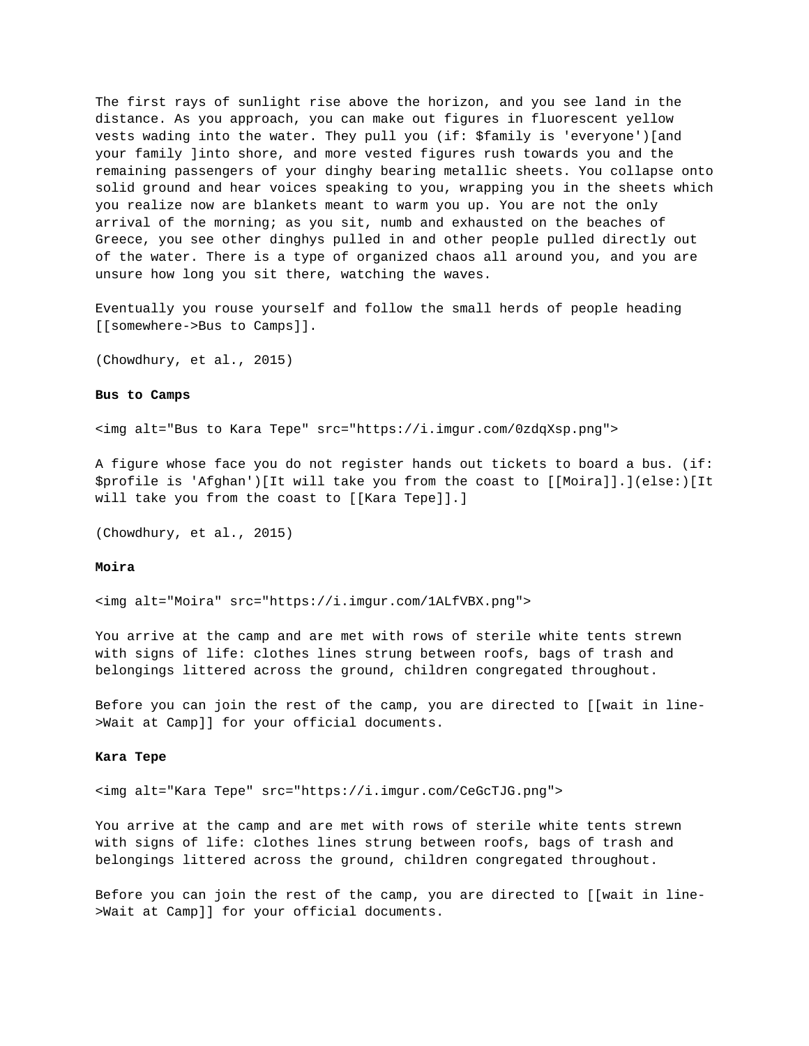The first rays of sunlight rise above the horizon, and you see land in the distance. As you approach, you can make out figures in fluorescent yellow vests wading into the water. They pull you (if: $family is 'everyone')[and your family ]into shore, and more vested figures rush towards you and the remaining passengers of your dinghy bearing metallic sheets. You collapse onto solid ground and hear voices speaking to you, wrapping you in the sheets which you realize now are blankets meant to warm you up. You are not the only arrival of the morning; as you sit, numb and exhausted on the beaches of Greece, you see other dinghys pulled in and other people pulled directly out of the water. There is a type of organized chaos all around you, and you are unsure how long you sit there, watching the waves.

Eventually you rouse yourself and follow the small herds of people heading [[somewhere->Bus to Camps]].

(Chowdhury, et al., 2015)

**Bus to Camps**

<img alt="Bus to Kara Tepe" src="https://i.imgur.com/0zdqXsp.png">

A figure whose face you do not register hands out tickets to board a bus. (if: $profile is 'Afghan')[It will take you from the coast to [[Moira]].](else:)[It will take you from the coast to [[Kara Tepe]].]

(Chowdhury, et al., 2015)

**Moira**

<img alt="Moira" src="https://i.imgur.com/1ALfVBX.png">

You arrive at the camp and are met with rows of sterile white tents strewn with signs of life: clothes lines strung between roofs, bags of trash and belongings littered across the ground, children congregated throughout.

Before you can join the rest of the camp, you are directed to [[wait in line->Wait at Camp]] for your official documents.

**Kara Tepe**

<img alt="Kara Tepe" src="https://i.imgur.com/CeGcTJG.png">

You arrive at the camp and are met with rows of sterile white tents strewn with signs of life: clothes lines strung between roofs, bags of trash and belongings littered across the ground, children congregated throughout.

Before you can join the rest of the camp, you are directed to [[wait in line->Wait at Camp]] for your official documents.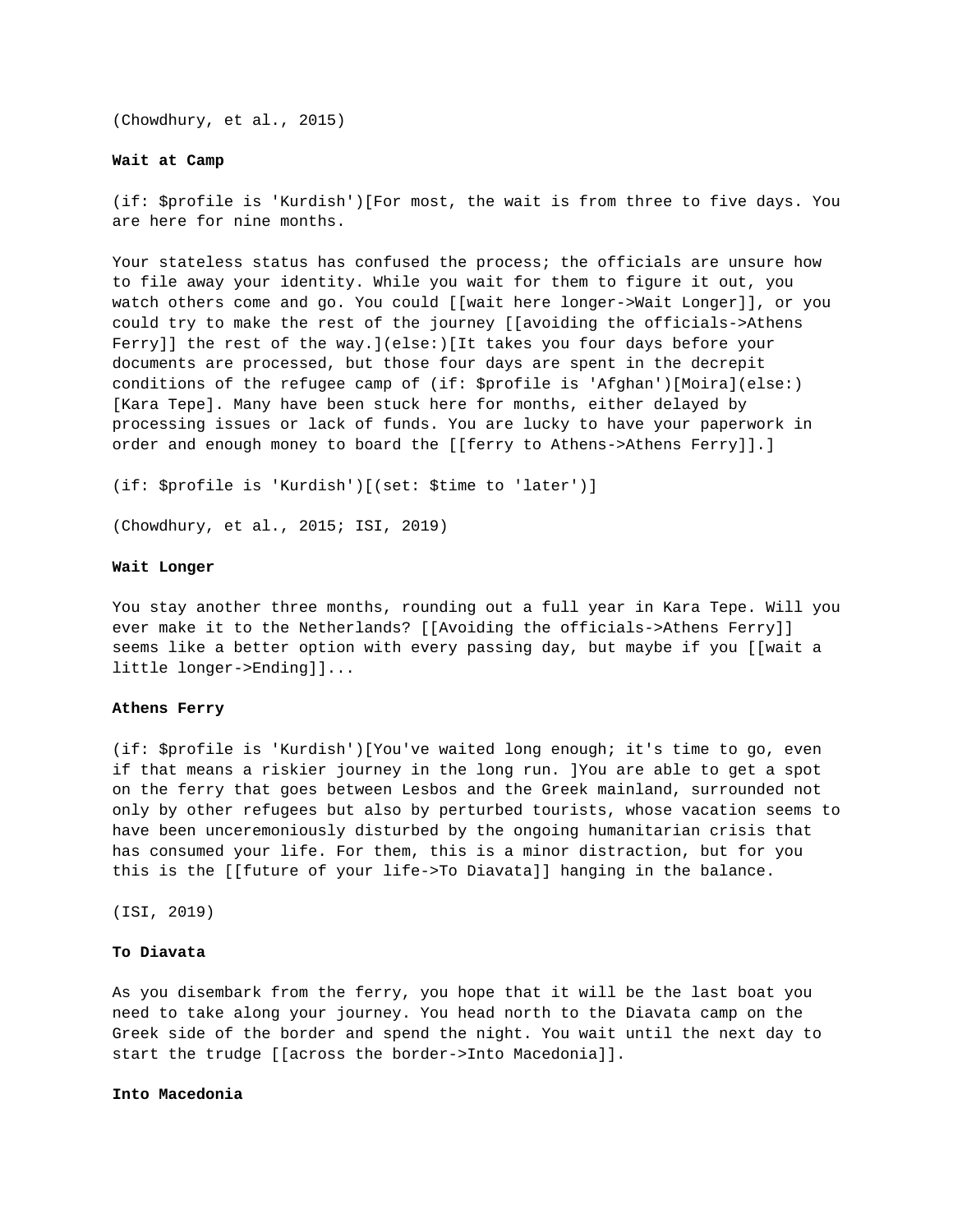(Chowdhury, et al., 2015)

**Wait at Camp**

(if: $profile is 'Kurdish')[For most, the wait is from three to five days. You are here for nine months.

Your stateless status has confused the process; the officials are unsure how to file away your identity. While you wait for them to figure it out, you watch others come and go. You could [[wait here longer->Wait Longer]], or you could try to make the rest of the journey [[avoiding the officials->Athens Ferry]] the rest of the way.](else:)[It takes you four days before your documents are processed, but those four days are spent in the decrepit conditions of the refugee camp of (if: $profile is 'Afghan')[Moira](else:)[Kara Tepe]. Many have been stuck here for months, either delayed by processing issues or lack of funds. You are lucky to have your paperwork in order and enough money to board the [[ferry to Athens->Athens Ferry]].]

(if: $profile is 'Kurdish')[(set: $time to 'later')]

(Chowdhury, et al., 2015; ISI, 2019)

**Wait Longer**

You stay another three months, rounding out a full year in Kara Tepe. Will you ever make it to the Netherlands? [[Avoiding the officials->Athens Ferry]] seems like a better option with every passing day, but maybe if you [[wait a little longer->Ending]]...

**Athens Ferry**

(if: $profile is 'Kurdish')[You've waited long enough; it's time to go, even if that means a riskier journey in the long run. ]You are able to get a spot on the ferry that goes between Lesbos and the Greek mainland, surrounded not only by other refugees but also by perturbed tourists, whose vacation seems to have been unceremoniously disturbed by the ongoing humanitarian crisis that has consumed your life. For them, this is a minor distraction, but for you this is the [[future of your life->To Diavata]] hanging in the balance.

(ISI, 2019)

**To Diavata**

As you disembark from the ferry, you hope that it will be the last boat you need to take along your journey. You head north to the Diavata camp on the Greek side of the border and spend the night. You wait until the next day to start the trudge [[across the border->Into Macedonia]].

**Into Macedonia**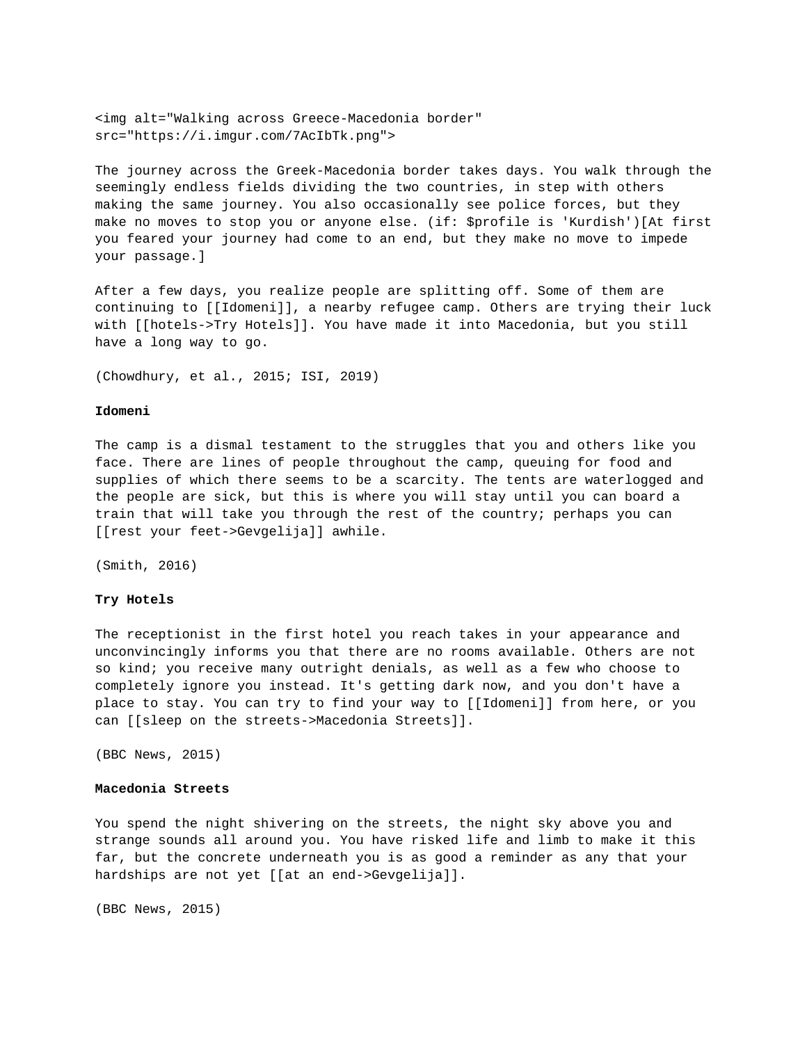<img alt="Walking across Greece-Macedonia border" src="https://i.imgur.com/7AcIbTk.png">

The journey across the Greek-Macedonia border takes days. You walk through the seemingly endless fields dividing the two countries, in step with others making the same journey. You also occasionally see police forces, but they make no moves to stop you or anyone else. (if: $profile is 'Kurdish')[At first you feared your journey had come to an end, but they make no move to impede your passage.]

After a few days, you realize people are splitting off. Some of them are continuing to [[Idomeni]], a nearby refugee camp. Others are trying their luck with [[hotels->Try Hotels]]. You have made it into Macedonia, but you still have a long way to go.

(Chowdhury, et al., 2015; ISI, 2019)

**Idomeni**

The camp is a dismal testament to the struggles that you and others like you face. There are lines of people throughout the camp, queuing for food and supplies of which there seems to be a scarcity. The tents are waterlogged and the people are sick, but this is where you will stay until you can board a train that will take you through the rest of the country; perhaps you can [[rest your feet->Gevgelija]] awhile.

(Smith, 2016)

**Try Hotels**

The receptionist in the first hotel you reach takes in your appearance and unconvincingly informs you that there are no rooms available. Others are not so kind; you receive many outright denials, as well as a few who choose to completely ignore you instead. It's getting dark now, and you don't have a place to stay. You can try to find your way to [[Idomeni]] from here, or you can [[sleep on the streets->Macedonia Streets]].

(BBC News, 2015)

**Macedonia Streets**

You spend the night shivering on the streets, the night sky above you and strange sounds all around you. You have risked life and limb to make it this far, but the concrete underneath you is as good a reminder as any that your hardships are not yet [[at an end->Gevgelija]].

(BBC News, 2015)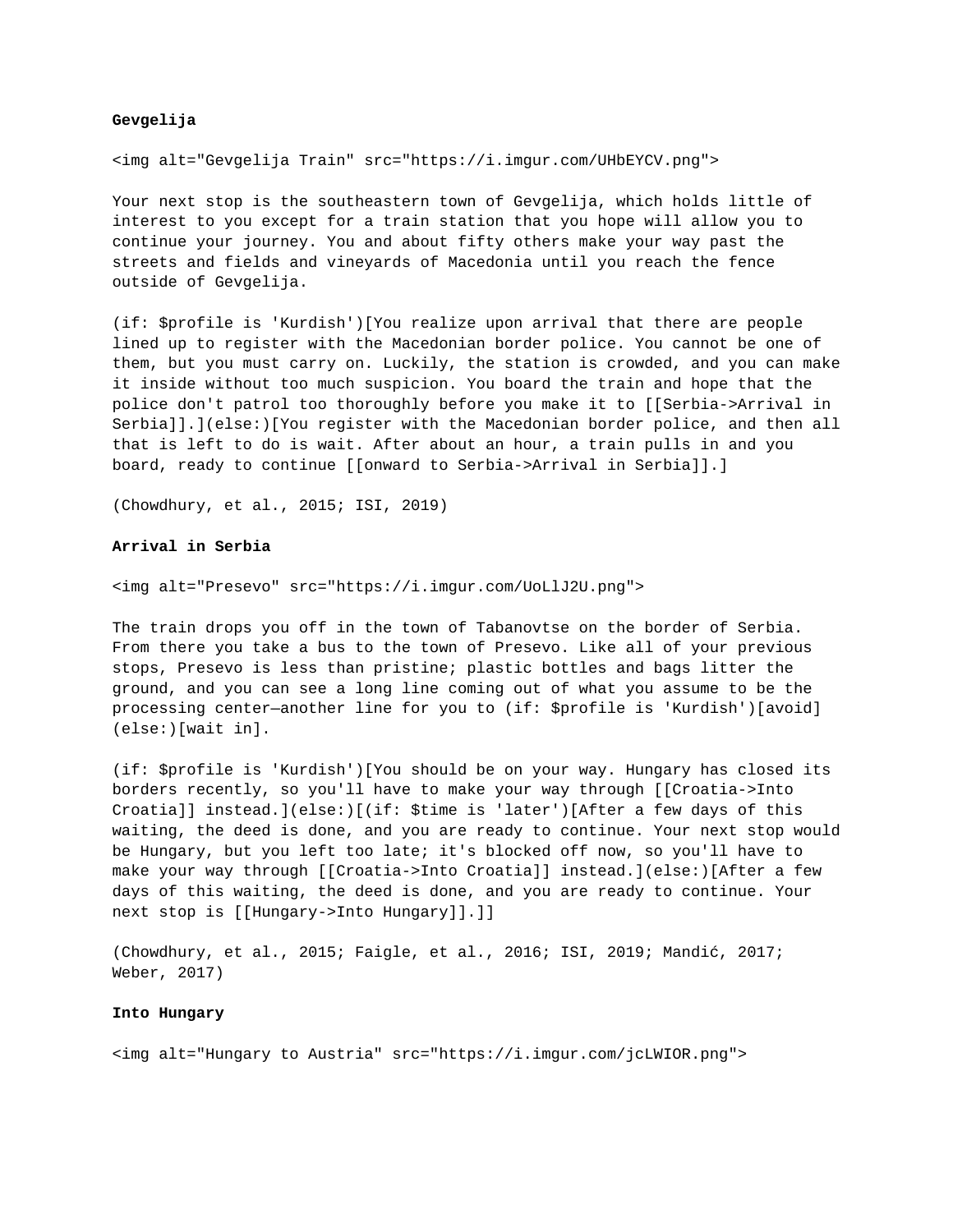**Gevgelija**

<img alt="Gevgelija Train" src="https://i.imgur.com/UHbEYCV.png">

Your next stop is the southeastern town of Gevgelija, which holds little of interest to you except for a train station that you hope will allow you to continue your journey. You and about fifty others make your way past the streets and fields and vineyards of Macedonia until you reach the fence outside of Gevgelija.

(if: $profile is 'Kurdish')[You realize upon arrival that there are people lined up to register with the Macedonian border police. You cannot be one of them, but you must carry on. Luckily, the station is crowded, and you can make it inside without too much suspicion. You board the train and hope that the police don't patrol too thoroughly before you make it to [[Serbia->Arrival in Serbia]].](else:)[You register with the Macedonian border police, and then all that is left to do is wait. After about an hour, a train pulls in and you board, ready to continue [[onward to Serbia->Arrival in Serbia]].]

(Chowdhury, et al., 2015; ISI, 2019)

**Arrival in Serbia**

<img alt="Presevo" src="https://i.imgur.com/UoLlJ2U.png">

The train drops you off in the town of Tabanovtse on the border of Serbia. From there you take a bus to the town of Presevo. Like all of your previous stops, Presevo is less than pristine; plastic bottles and bags litter the ground, and you can see a long line coming out of what you assume to be the processing center—another line for you to (if: $profile is 'Kurdish')[avoid](else:)[wait in].

(if: $profile is 'Kurdish')[You should be on your way. Hungary has closed its borders recently, so you'll have to make your way through [[Croatia->Into Croatia]] instead.](else:)[(if: $time is 'later')[After a few days of this waiting, the deed is done, and you are ready to continue. Your next stop would be Hungary, but you left too late; it's blocked off now, so you'll have to make your way through [[Croatia->Into Croatia]] instead.](else:)[After a few days of this waiting, the deed is done, and you are ready to continue. Your next stop is [[Hungary->Into Hungary]].]]

(Chowdhury, et al., 2015; Faigle, et al., 2016; ISI, 2019; Mandić, 2017; Weber, 2017)

**Into Hungary**

<img alt="Hungary to Austria" src="https://i.imgur.com/jcLWIOR.png">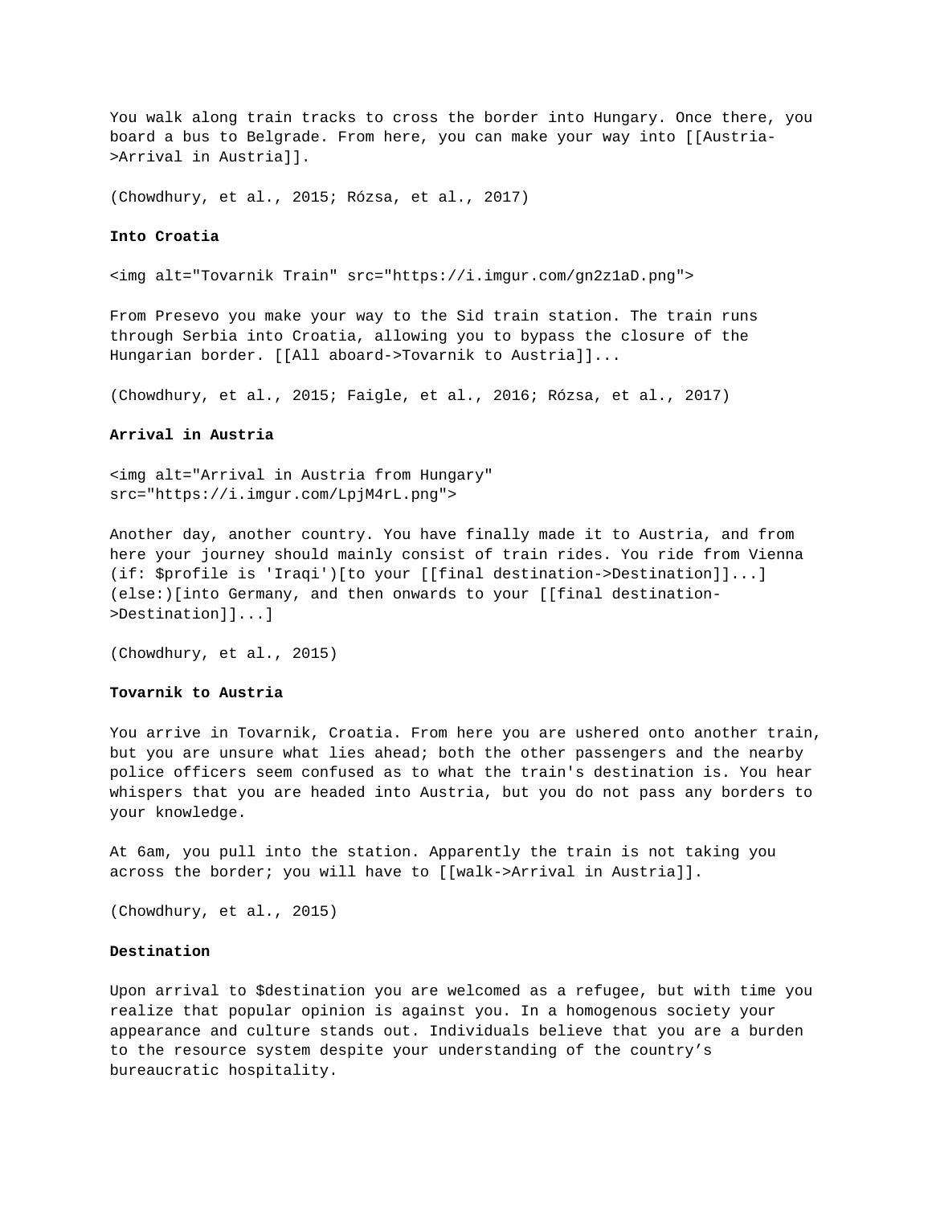You walk along train tracks to cross the border into Hungary. Once there, you board a bus to Belgrade. From here, you can make your way into [[Austria->Arrival in Austria]].

(Chowdhury, et al., 2015; Rózsa, et al., 2017)

**Into Croatia**

<img alt="Tovarnik Train" src="https://i.imgur.com/gn2z1aD.png">

From Presevo you make your way to the Sid train station. The train runs through Serbia into Croatia, allowing you to bypass the closure of the Hungarian border. [[All aboard->Tovarnik to Austria]]...

(Chowdhury, et al., 2015; Faigle, et al., 2016; Rózsa, et al., 2017)

**Arrival in Austria**

<img alt="Arrival in Austria from Hungary" src="https://i.imgur.com/LpjM4rL.png">

Another day, another country. You have finally made it to Austria, and from here your journey should mainly consist of train rides. You ride from Vienna (if: $profile is 'Iraqi')[to your [[final destination->Destination]]...] (else:)[into Germany, and then onwards to your [[final destination->Destination]]...]

(Chowdhury, et al., 2015)

**Tovarnik to Austria**

You arrive in Tovarnik, Croatia. From here you are ushered onto another train, but you are unsure what lies ahead; both the other passengers and the nearby police officers seem confused as to what the train's destination is. You hear whispers that you are headed into Austria, but you do not pass any borders to your knowledge.

At 6am, you pull into the station. Apparently the train is not taking you across the border; you will have to [[walk->Arrival in Austria]].

(Chowdhury, et al., 2015)

**Destination**

Upon arrival to $destination you are welcomed as a refugee, but with time you realize that popular opinion is against you. In a homogenous society your appearance and culture stands out. Individuals believe that you are a burden to the resource system despite your understanding of the country's bureaucratic hospitality.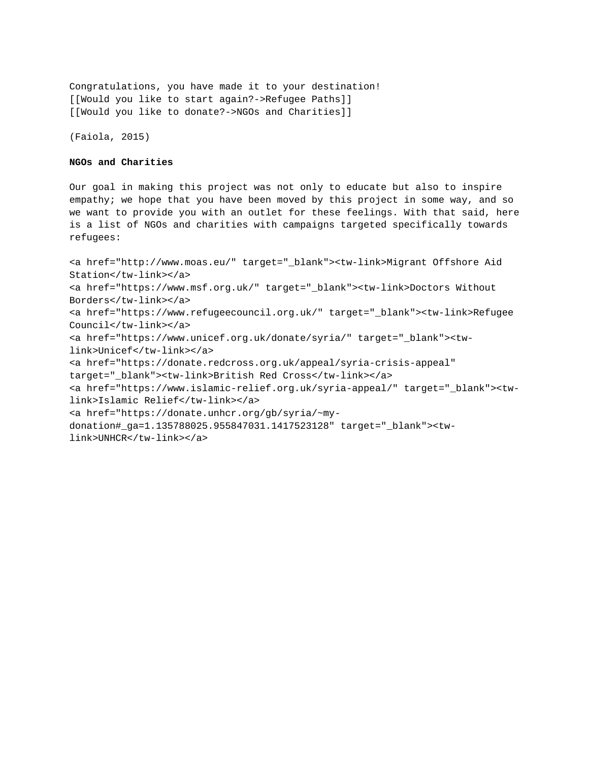Congratulations, you have made it to your destination!
[[Would you like to start again?->Refugee Paths]]
[[Would you like to donate?->NGOs and Charities]]

(Faiola, 2015)

**NGOs and Charities**

Our goal in making this project was not only to educate but also to inspire empathy; we hope that you have been moved by this project in some way, and so we want to provide you with an outlet for these feelings. With that said, here is a list of NGOs and charities with campaigns targeted specifically towards refugees:

<a href="http://www.moas.eu/" target="_blank"><tw-link>Migrant Offshore Aid Station</tw-link></a>
<a href="https://www.msf.org.uk/" target="_blank"><tw-link>Doctors Without Borders</tw-link></a>
<a href="https://www.refugeecouncil.org.uk/" target="_blank"><tw-link>Refugee Council</tw-link></a>
<a href="https://www.unicef.org.uk/donate/syria/" target="_blank"><tw-link>Unicef</tw-link></a>
<a href="https://donate.redcross.org.uk/appeal/syria-crisis-appeal" target="_blank"><tw-link>British Red Cross</tw-link></a>
<a href="https://www.islamic-relief.org.uk/syria-appeal/" target="_blank"><tw-link>Islamic Relief</tw-link></a>
<a href="https://donate.unhcr.org/gb/syria/~my-donation#_ga=1.135788025.955847031.1417523128" target="_blank"><tw-link>UNHCR</tw-link></a>